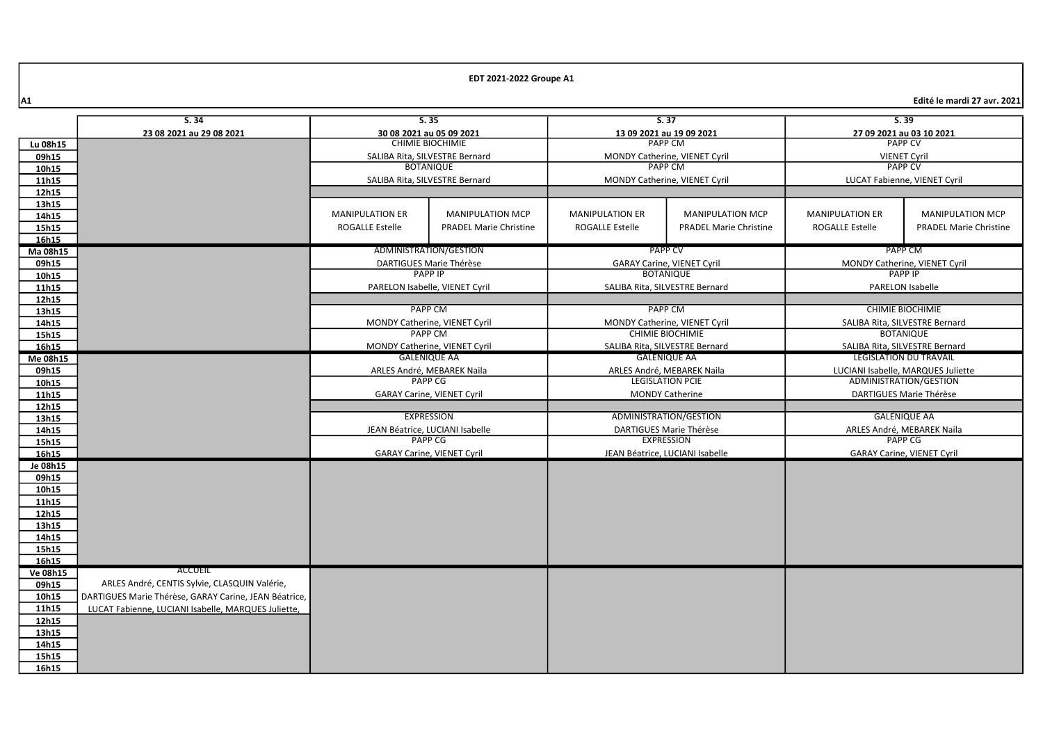**EDT 2021-2022 Groupe A1**

**A1** — **Edité le mardi 27 avr. 2021**

| | S. 34<br>23 08 2021 au 29 08 2021 | S. 35<br>30 08 2021 au 05 09 2021 | | S. 37<br>13 09 2021 au 19 09 2021 | | S. 39<br>27 09 2021 au 03 10 2021 | |
|---|---|---|---|---|---|---|---|
| Lu 08h15 | | CHIMIE BIOCHIMIE | | PAPP CM | | PAPP CV | |
| 09h15 | | SALIBA Rita, SILVESTRE Bernard | | MONDY Catherine, VIENET Cyril | | VIENET Cyril | |
| 10h15 | | BOTANIQUE | | PAPP CM | | PAPP CV | |
| 11h15 | | SALIBA Rita, SILVESTRE Bernard | | MONDY Catherine, VIENET Cyril | | LUCAT Fabienne, VIENET Cyril | |
| 12h15 | | | | | | | |
| 13h15 | | | | | | | |
| 14h15 | | MANIPULATION ER | MANIPULATION MCP | MANIPULATION ER | MANIPULATION MCP | MANIPULATION ER | MANIPULATION MCP |
| 15h15 | | ROGALLE Estelle | PRADEL Marie Christine | ROGALLE Estelle | PRADEL Marie Christine | ROGALLE Estelle | PRADEL Marie Christine |
| 16h15 | | | | | | | |
| Ma 08h15 | | ADMINISTRATION/GESTION | | PAPP CV | | PAPP CM | |
| 09h15 | | DARTIGUES Marie Thérèse | | GARAY Carine, VIENET Cyril | | MONDY Catherine, VIENET Cyril | |
| 10h15 | | PAPP IP | | BOTANIQUE | | PAPP IP | |
| 11h15 | | PARELON Isabelle, VIENET Cyril | | SALIBA Rita, SILVESTRE Bernard | | PARELON Isabelle | |
| 12h15 | | | | | | | |
| 13h15 | | PAPP CM | | PAPP CM | | CHIMIE BIOCHIMIE | |
| 14h15 | | MONDY Catherine, VIENET Cyril | | MONDY Catherine, VIENET Cyril | | SALIBA Rita, SILVESTRE Bernard | |
| 15h15 | | PAPP CM | | CHIMIE BIOCHIMIE | | BOTANIQUE | |
| 16h15 | | MONDY Catherine, VIENET Cyril | | SALIBA Rita, SILVESTRE Bernard | | SALIBA Rita, SILVESTRE Bernard | |
| Me 08h15 | | GALENIQUE AA | | GALENIQUE AA | | LEGISLATION DU TRAVAIL | |
| 09h15 | | ARLES André, MEBAREK Naila | | ARLES André, MEBAREK Naila | | LUCIANI Isabelle, MARQUES Juliette | |
| 10h15 | | PAPP CG | | LEGISLATION PCIE | | ADMINISTRATION/GESTION | |
| 11h15 | | GARAY Carine, VIENET Cyril | | MONDY Catherine | | DARTIGUES Marie Thérèse | |
| 12h15 | | | | | | | |
| 13h15 | | EXPRESSION | | ADMINISTRATION/GESTION | | GALENIQUE AA | |
| 14h15 | | JEAN Béatrice, LUCIANI Isabelle | | DARTIGUES Marie Thérèse | | ARLES André, MEBAREK Naila | |
| 15h15 | | PAPP CG | | EXPRESSION | | PAPP CG | |
| 16h15 | | GARAY Carine, VIENET Cyril | | JEAN Béatrice, LUCIANI Isabelle | | GARAY Carine, VIENET Cyril | |
| Je 08h15 | | | | | | | |
| 09h15 | | | | | | | |
| 10h15 | | | | | | | |
| 11h15 | | | | | | | |
| 12h15 | | | | | | | |
| 13h15 | | | | | | | |
| 14h15 | | | | | | | |
| 15h15 | | | | | | | |
| 16h15 | | | | | | | |
| Ve 08h15 | ACCUEIL | | | | | | |
| 09h15 | ARLES André, CENTIS Sylvie, CLASQUIN Valérie, | | | | | | |
| 10h15 | DARTIGUES Marie Thérèse, GARAY Carine, JEAN Béatrice, | | | | | | |
| 11h15 | LUCAT Fabienne, LUCIANI Isabelle, MARQUES Juliette, | | | | | | |
| 12h15 | | | | | | | |
| 13h15 | | | | | | | |
| 14h15 | | | | | | | |
| 15h15 | | | | | | | |
| 16h15 | | | | | | | |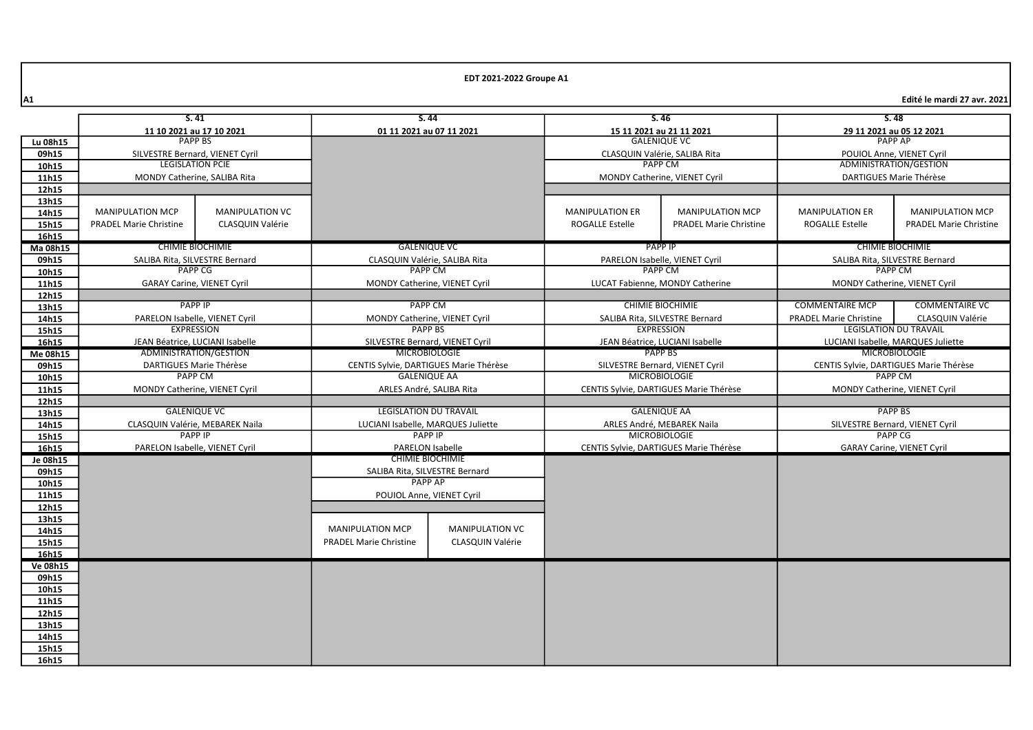**EDT 2021-2022 Groupe A1**

A1

Edité le mardi 27 avr. 2021

| | S. 41 | | S. 44 | | S. 46 | | S. 48 | |
|---|---|---|---|---|---|---|---|---|
| | 11 10 2021 au 17 10 2021 | | 01 11 2021 au 07 11 2021 | | 15 11 2021 au 21 11 2021 | | 29 11 2021 au 05 12 2021 | |
| Lu 08h15 | PAPP BS | | | | GALENIQUE VC | | PAPP AP | |
| 09h15 | SILVESTRE Bernard, VIENET Cyril | | | | CLASQUIN Valérie, SALIBA Rita | | POUIOL Anne, VIENET Cyril | |
| 10h15 | LEGISLATION PCIE | | | | PAPP CM | | ADMINISTRATION/GESTION | |
| 11h15 | MONDY Catherine, SALIBA Rita | | | | MONDY Catherine, VIENET Cyril | | DARTIGUES Marie Thérèse | |
| 12h15 | | | | | | | | |
| 13h15 | | | | | | | | |
| 14h15 | MANIPULATION MCP | MANIPULATION VC | | | MANIPULATION ER | MANIPULATION MCP | MANIPULATION ER | MANIPULATION MCP |
| 15h15 | PRADEL Marie Christine | CLASQUIN Valérie | | | ROGALLE Estelle | PRADEL Marie Christine | ROGALLE Estelle | PRADEL Marie Christine |
| 16h15 | | | | | | | | |
| Ma 08h15 | CHIMIE BIOCHIMIE | | GALENIQUE VC | | PAPP IP | | CHIMIE BIOCHIMIE | |
| 09h15 | SALIBA Rita, SILVESTRE Bernard | | CLASQUIN Valérie, SALIBA Rita | | PARELON Isabelle, VIENET Cyril | | SALIBA Rita, SILVESTRE Bernard | |
| 10h15 | PAPP CG | | PAPP CM | | PAPP CM | | PAPP CM | |
| 11h15 | GARAY Carine, VIENET Cyril | | MONDY Catherine, VIENET Cyril | | LUCAT Fabienne, MONDY Catherine | | MONDY Catherine, VIENET Cyril | |
| 12h15 | | | | | | | | |
| 13h15 | PAPP IP | | PAPP CM | | CHIMIE BIOCHIMIE | | COMMENTAIRE MCP | COMMENTAIRE VC |
| 14h15 | PARELON Isabelle, VIENET Cyril | | MONDY Catherine, VIENET Cyril | | SALIBA Rita, SILVESTRE Bernard | | PRADEL Marie Christine | CLASQUIN Valérie |
| 15h15 | EXPRESSION | | PAPP BS | | EXPRESSION | | LEGISLATION DU TRAVAIL | |
| 16h15 | JEAN Béatrice, LUCIANI Isabelle | | SILVESTRE Bernard, VIENET Cyril | | JEAN Béatrice, LUCIANI Isabelle | | LUCIANI Isabelle, MARQUES Juliette | |
| Me 08h15 | ADMINISTRATION/GESTION | | MICROBIOLOGIE | | PAPP BS | | MICROBIOLOGIE | |
| 09h15 | DARTIGUES Marie Thérèse | | CENTIS Sylvie, DARTIGUES Marie Thérèse | | SILVESTRE Bernard, VIENET Cyril | | CENTIS Sylvie, DARTIGUES Marie Thérèse | |
| 10h15 | PAPP CM | | GALENIQUE AA | | MICROBIOLOGIE | | PAPP CM | |
| 11h15 | MONDY Catherine, VIENET Cyril | | ARLES André, SALIBA Rita | | CENTIS Sylvie, DARTIGUES Marie Thérèse | | MONDY Catherine, VIENET Cyril | |
| 12h15 | | | | | | | | |
| 13h15 | GALENIQUE VC | | LEGISLATION DU TRAVAIL | | GALENIQUE AA | | PAPP BS | |
| 14h15 | CLASQUIN Valérie, MEBAREK Naila | | LUCIANI Isabelle, MARQUES Juliette | | ARLES André, MEBAREK Naila | | SILVESTRE Bernard, VIENET Cyril | |
| 15h15 | PAPP IP | | PAPP IP | | MICROBIOLOGIE | | PAPP CG | |
| 16h15 | PARELON Isabelle, VIENET Cyril | | PARELON Isabelle | | CENTIS Sylvie, DARTIGUES Marie Thérèse | | GARAY Carine, VIENET Cyril | |
| Je 08h15 | | | CHIMIE BIOCHIMIE | | | | | |
| 09h15 | | | SALIBA Rita, SILVESTRE Bernard | | | | | |
| 10h15 | | | PAPP AP | | | | | |
| 11h15 | | | POUIOL Anne, VIENET Cyril | | | | | |
| 12h15 | | | | | | | | |
| 13h15 | | | | | | | | |
| 14h15 | | | MANIPULATION MCP | MANIPULATION VC | | | | |
| 15h15 | | | PRADEL Marie Christine | CLASQUIN Valérie | | | | |
| 16h15 | | | | | | | | |
| Ve 08h15 | | | | | | | | |
| 09h15 | | | | | | | | |
| 10h15 | | | | | | | | |
| 11h15 | | | | | | | | |
| 12h15 | | | | | | | | |
| 13h15 | | | | | | | | |
| 14h15 | | | | | | | | |
| 15h15 | | | | | | | | |
| 16h15 | | | | | | | | |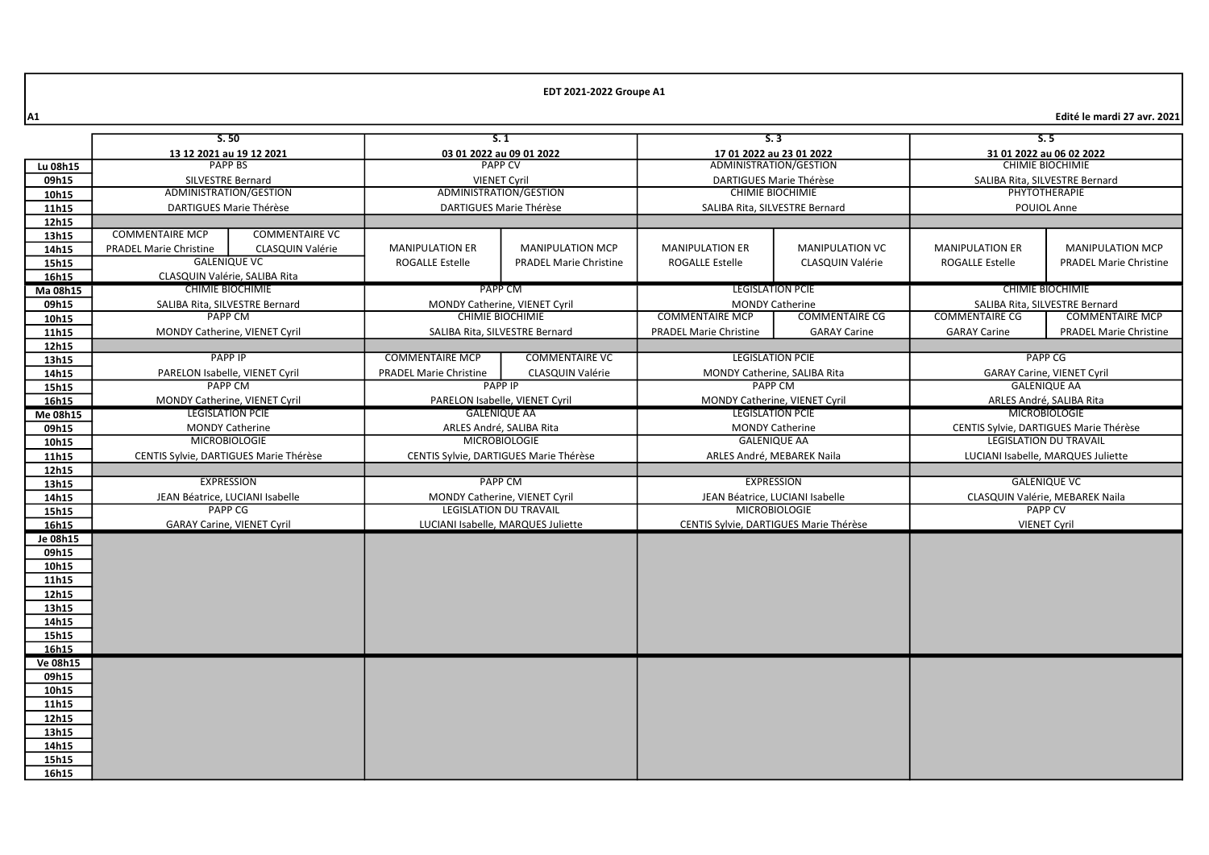**EDT 2021-2022 Groupe A1**

A1 — Edité le mardi 27 avr. 2021

| | S. 50<br>13 12 2021 au 19 12 2021 | S. 1<br>03 01 2022 au 09 01 2022 | S. 3<br>17 01 2022 au 23 01 2022 | S. 5<br>31 01 2022 au 06 02 2022 |
|---|---|---|---|---|
| Lu 08h15 – 09h15 | PAPP BS<br>SILVESTRE Bernard | PAPP CV<br>VIENET Cyril | ADMINISTRATION/GESTION<br>DARTIGUES Marie Thérèse | CHIMIE BIOCHIMIE<br>SALIBA Rita, SILVESTRE Bernard |
| 10h15 – 11h15 | ADMINISTRATION/GESTION<br>DARTIGUES Marie Thérèse | ADMINISTRATION/GESTION<br>DARTIGUES Marie Thérèse | CHIMIE BIOCHIMIE<br>SALIBA Rita, SILVESTRE Bernard | PHYTOTHERAPIE<br>POUIOL Anne |
| 12h15 | | | | |
| 13h15 – 14h15 | COMMENTAIRE MCP / PRADEL Marie Christine — COMMENTAIRE VC / CLASQUIN Valérie | MANIPULATION ER / ROGALLE Estelle — MANIPULATION MCP / PRADEL Marie Christine | MANIPULATION ER / ROGALLE Estelle — MANIPULATION VC / CLASQUIN Valérie | MANIPULATION ER / ROGALLE Estelle — MANIPULATION MCP / PRADEL Marie Christine |
| 15h15 – 16h15 | GALENIQUE VC<br>CLASQUIN Valérie, SALIBA Rita | | | |
| Ma 08h15 – 09h15 | CHIMIE BIOCHIMIE<br>SALIBA Rita, SILVESTRE Bernard | PAPP CM<br>MONDY Catherine, VIENET Cyril | LEGISLATION PCIE<br>MONDY Catherine | CHIMIE BIOCHIMIE<br>SALIBA Rita, SILVESTRE Bernard |
| 10h15 – 11h15 | PAPP CM<br>MONDY Catherine, VIENET Cyril | CHIMIE BIOCHIMIE<br>SALIBA Rita, SILVESTRE Bernard | COMMENTAIRE MCP / PRADEL Marie Christine — COMMENTAIRE CG / GARAY Carine | COMMENTAIRE CG / GARAY Carine — COMMENTAIRE MCP / PRADEL Marie Christine |
| 12h15 | | | | |
| 13h15 – 14h15 | PAPP IP<br>PARELON Isabelle, VIENET Cyril | COMMENTAIRE MCP / PRADEL Marie Christine — COMMENTAIRE VC / CLASQUIN Valérie | LEGISLATION PCIE<br>MONDY Catherine, SALIBA Rita | PAPP CG<br>GARAY Carine, VIENET Cyril |
| 15h15 – 16h15 | PAPP CM<br>MONDY Catherine, VIENET Cyril | PAPP IP<br>PARELON Isabelle, VIENET Cyril | PAPP CM<br>MONDY Catherine, VIENET Cyril | GALENIQUE AA<br>ARLES André, SALIBA Rita |
| Me 08h15 – 09h15 | LEGISLATION PCIE<br>MONDY Catherine | GALENIQUE AA<br>ARLES André, SALIBA Rita | LEGISLATION PCIE<br>MONDY Catherine | MICROBIOLOGIE<br>CENTIS Sylvie, DARTIGUES Marie Thérèse |
| 10h15 – 11h15 | MICROBIOLOGIE<br>CENTIS Sylvie, DARTIGUES Marie Thérèse | MICROBIOLOGIE<br>CENTIS Sylvie, DARTIGUES Marie Thérèse | GALENIQUE AA<br>ARLES André, MEBAREK Naila | LEGISLATION DU TRAVAIL<br>LUCIANI Isabelle, MARQUES Juliette |
| 12h15 | | | | |
| 13h15 – 14h15 | EXPRESSION<br>JEAN Béatrice, LUCIANI Isabelle | PAPP CM<br>MONDY Catherine, VIENET Cyril | EXPRESSION<br>JEAN Béatrice, LUCIANI Isabelle | GALENIQUE VC<br>CLASQUIN Valérie, MEBAREK Naila |
| 15h15 – 16h15 | PAPP CG<br>GARAY Carine, VIENET Cyril | LEGISLATION DU TRAVAIL<br>LUCIANI Isabelle, MARQUES Juliette | MICROBIOLOGIE<br>CENTIS Sylvie, DARTIGUES Marie Thérèse | PAPP CV<br>VIENET Cyril |
| Je 08h15 – 16h15 | | | | |
| Ve 08h15 – 16h15 | | | | |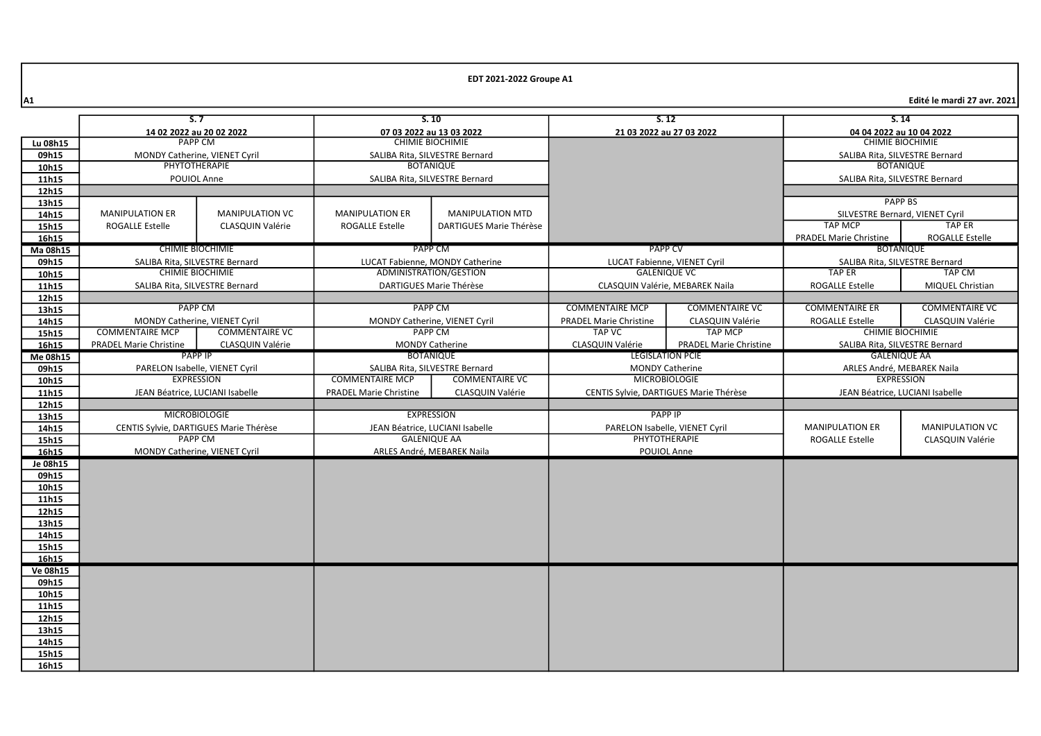**EDT 2021-2022 Groupe A1**

A1 — Edité le mardi 27 avr. 2021

| | S. 7 | | S. 10 | | S. 12 | | S. 14 | |
|---|---|---|---|---|---|---|---|---|
| | 14 02 2022 au 20 02 2022 | | 07 03 2022 au 13 03 2022 | | 21 03 2022 au 27 03 2022 | | 04 04 2022 au 10 04 2022 | |
| Lu 08h15 - 09h15 | PAPP CM — MONDY Catherine, VIENET Cyril | | CHIMIE BIOCHIMIE — SALIBA Rita, SILVESTRE Bernard | | | | CHIMIE BIOCHIMIE — SALIBA Rita, SILVESTRE Bernard | |
| 10h15 - 11h15 | PHYTOTHERAPIE — POUIOL Anne | | BOTANIQUE — SALIBA Rita, SILVESTRE Bernard | | | | BOTANIQUE — SALIBA Rita, SILVESTRE Bernard | |
| 12h15 | | | | | | | | |
| 13h15 - 14h15 | MANIPULATION ER — ROGALLE Estelle | MANIPULATION VC — CLASQUIN Valérie | MANIPULATION ER — ROGALLE Estelle | MANIPULATION MTD — DARTIGUES Marie Thérèse | | | PAPP BS — SILVESTRE Bernard, VIENET Cyril | |
| 15h15 - 16h15 | | | | | | | TAP MCP — PRADEL Marie Christine | TAP ER — ROGALLE Estelle |
| Ma 08h15 - 09h15 | CHIMIE BIOCHIMIE — SALIBA Rita, SILVESTRE Bernard | | PAPP CM — LUCAT Fabienne, MONDY Catherine | | PAPP CV — LUCAT Fabienne, VIENET Cyril | | BOTANIQUE — SALIBA Rita, SILVESTRE Bernard | |
| 10h15 - 11h15 | CHIMIE BIOCHIMIE — SALIBA Rita, SILVESTRE Bernard | | ADMINISTRATION/GESTION — DARTIGUES Marie Thérèse | | GALENIQUE VC — CLASQUIN Valérie, MEBAREK Naila | | TAP ER — ROGALLE Estelle | TAP CM — MIQUEL Christian |
| 12h15 | | | | | | | | |
| 13h15 - 14h15 | PAPP CM — MONDY Catherine, VIENET Cyril | | PAPP CM — MONDY Catherine, VIENET Cyril | | COMMENTAIRE MCP — PRADEL Marie Christine | COMMENTAIRE VC — CLASQUIN Valérie | COMMENTAIRE ER — ROGALLE Estelle | COMMENTAIRE VC — CLASQUIN Valérie |
| 15h15 - 16h15 | COMMENTAIRE MCP — PRADEL Marie Christine | COMMENTAIRE VC — CLASQUIN Valérie | PAPP CM — MONDY Catherine | | TAP VC — CLASQUIN Valérie | TAP MCP — PRADEL Marie Christine | CHIMIE BIOCHIMIE — SALIBA Rita, SILVESTRE Bernard | |
| Me 08h15 - 09h15 | PAPP IP — PARELON Isabelle, VIENET Cyril | | BOTANIQUE — SALIBA Rita, SILVESTRE Bernard | | LEGISLATION PCIE — MONDY Catherine | | GALENIQUE AA — ARLES André, MEBAREK Naila | |
| 10h15 - 11h15 | EXPRESSION — JEAN Béatrice, LUCIANI Isabelle | | COMMENTAIRE MCP — PRADEL Marie Christine | COMMENTAIRE VC — CLASQUIN Valérie | MICROBIOLOGIE — CENTIS Sylvie, DARTIGUES Marie Thérèse | | EXPRESSION — JEAN Béatrice, LUCIANI Isabelle | |
| 12h15 | | | | | | | | |
| 13h15 - 14h15 | MICROBIOLOGIE — CENTIS Sylvie, DARTIGUES Marie Thérèse | | EXPRESSION — JEAN Béatrice, LUCIANI Isabelle | | PAPP IP — PARELON Isabelle, VIENET Cyril | | MANIPULATION ER — ROGALLE Estelle | MANIPULATION VC — CLASQUIN Valérie |
| 15h15 - 16h15 | PAPP CM — MONDY Catherine, VIENET Cyril | | GALENIQUE AA — ARLES André, MEBAREK Naila | | PHYTOTHERAPIE — POUIOL Anne | | | |
| Je 08h15 - 16h15 | | | | | | | | |
| Ve 08h15 - 16h15 | | | | | | | | |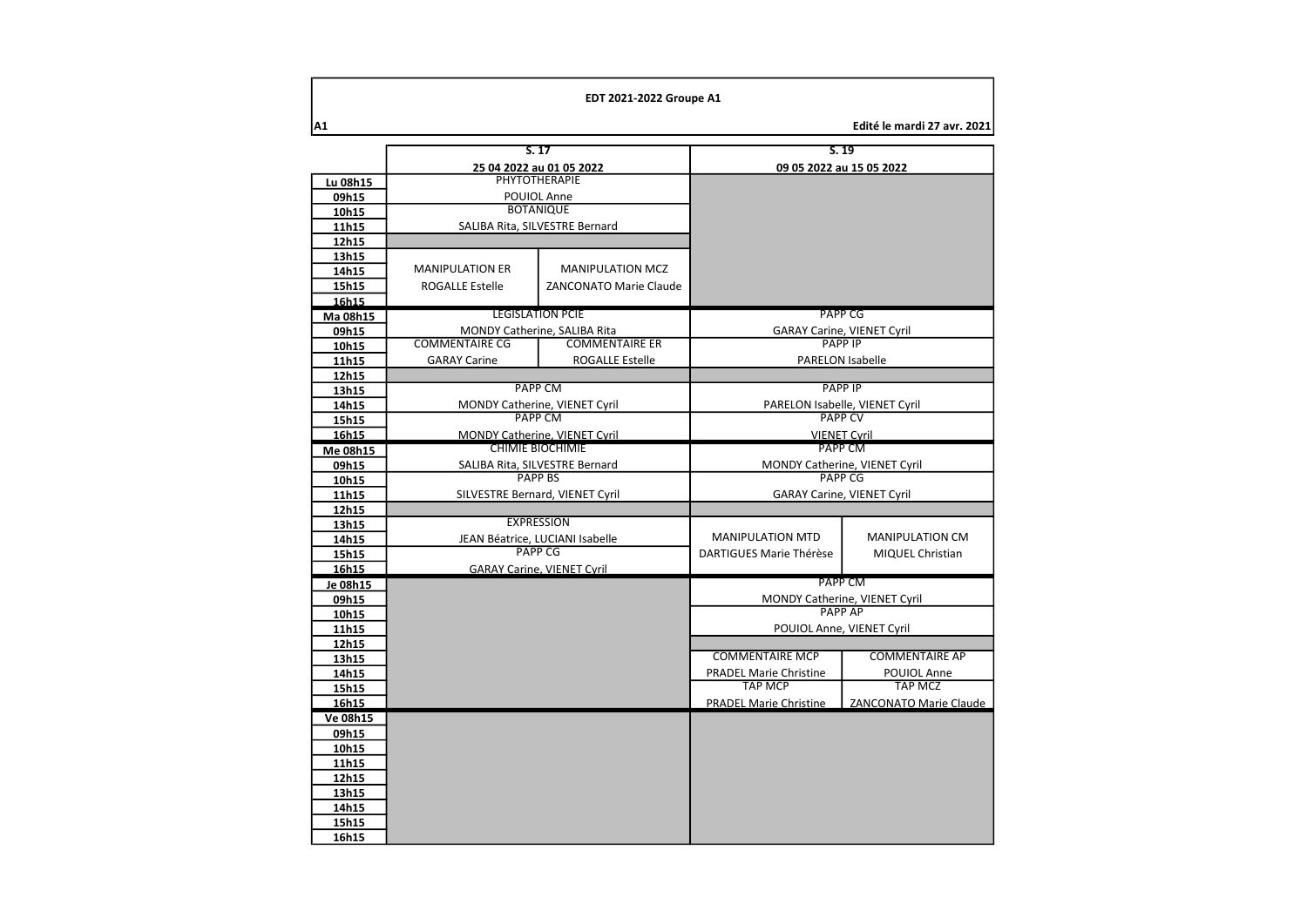**EDT 2021-2022 Groupe A1**

A1

Edité le mardi 27 avr. 2021

| | S. 17 | | S. 19 | |
|---|---|---|---|---|
| | 25 04 2022 au 01 05 2022 | | 09 05 2022 au 15 05 2022 | |
| Lu 08h15 | PHYTOTHERAPIE | | | |
| 09h15 | POUIOL Anne | | | |
| 10h15 | BOTANIQUE | | | |
| 11h15 | SALIBA Rita, SILVESTRE Bernard | | | |
| 12h15 | | | | |
| 13h15 | MANIPULATION ER | MANIPULATION MCZ | | |
| 14h15 | ROGALLE Estelle | ZANCONATO Marie Claude | | |
| 15h15 | | | | |
| 16h15 | | | | |
| Ma 08h15 | LEGISLATION PCIE | | PAPP CG | |
| 09h15 | MONDY Catherine, SALIBA Rita | | GARAY Carine, VIENET Cyril | |
| 10h15 | COMMENTAIRE CG | COMMENTAIRE ER | PAPP IP | |
| 11h15 | GARAY Carine | ROGALLE Estelle | PARELON Isabelle | |
| 12h15 | | | | |
| 13h15 | PAPP CM | | PAPP IP | |
| 14h15 | MONDY Catherine, VIENET Cyril | | PARELON Isabelle, VIENET Cyril | |
| 15h15 | PAPP CM | | PAPP CV | |
| 16h15 | MONDY Catherine, VIENET Cyril | | VIENET Cyril | |
| Me 08h15 | CHIMIE BIOCHIMIE | | PAPP CM | |
| 09h15 | SALIBA Rita, SILVESTRE Bernard | | MONDY Catherine, VIENET Cyril | |
| 10h15 | PAPP BS | | PAPP CG | |
| 11h15 | SILVESTRE Bernard, VIENET Cyril | | GARAY Carine, VIENET Cyril | |
| 12h15 | | | | |
| 13h15 | EXPRESSION | | MANIPULATION MTD | MANIPULATION CM |
| 14h15 | JEAN Béatrice, LUCIANI Isabelle | | DARTIGUES Marie Thérèse | MIQUEL Christian |
| 15h15 | PAPP CG | | | |
| 16h15 | GARAY Carine, VIENET Cyril | | | |
| Je 08h15 | | | PAPP CM | |
| 09h15 | | | MONDY Catherine, VIENET Cyril | |
| 10h15 | | | PAPP AP | |
| 11h15 | | | POUIOL Anne, VIENET Cyril | |
| 12h15 | | | | |
| 13h15 | | | COMMENTAIRE MCP | COMMENTAIRE AP |
| 14h15 | | | PRADEL Marie Christine | POUIOL Anne |
| 15h15 | | | TAP MCP | TAP MCZ |
| 16h15 | | | PRADEL Marie Christine | ZANCONATO Marie Claude |
| Ve 08h15 | | | | |
| 09h15 | | | | |
| 10h15 | | | | |
| 11h15 | | | | |
| 12h15 | | | | |
| 13h15 | | | | |
| 14h15 | | | | |
| 15h15 | | | | |
| 16h15 | | | | |